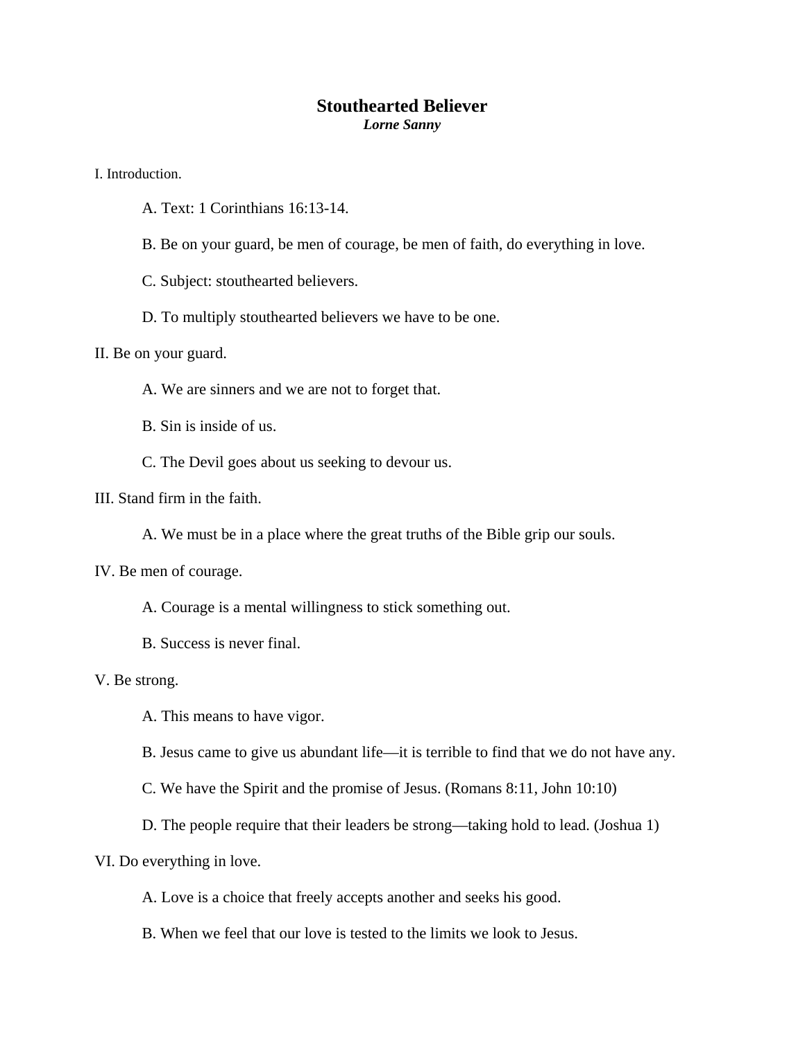# Stouthearted Believer

***Lorne Sanny***

I. Introduction.

> A. Text: 1 Corinthians 16:13-14.
>
> B. Be on your guard, be men of courage, be men of faith, do everything in love.
>
> C. Subject: stouthearted believers.
>
> D. To multiply stouthearted believers we have to be one.

II. Be on your guard.

> A. We are sinners and we are not to forget that.
>
> B. Sin is inside of us.
>
> C. The Devil goes about us seeking to devour us.

III. Stand firm in the faith.

> A. We must be in a place where the great truths of the Bible grip our souls.

IV. Be men of courage.

> A. Courage is a mental willingness to stick something out.
>
> B. Success is never final.

V. Be strong.

> A. This means to have vigor.
>
> B. Jesus came to give us abundant life—it is terrible to find that we do not have any.
>
> C. We have the Spirit and the promise of Jesus. (Romans 8:11, John 10:10)
>
> D. The people require that their leaders be strong—taking hold to lead. (Joshua 1)

VI. Do everything in love.

> A. Love is a choice that freely accepts another and seeks his good.
>
> B. When we feel that our love is tested to the limits we look to Jesus.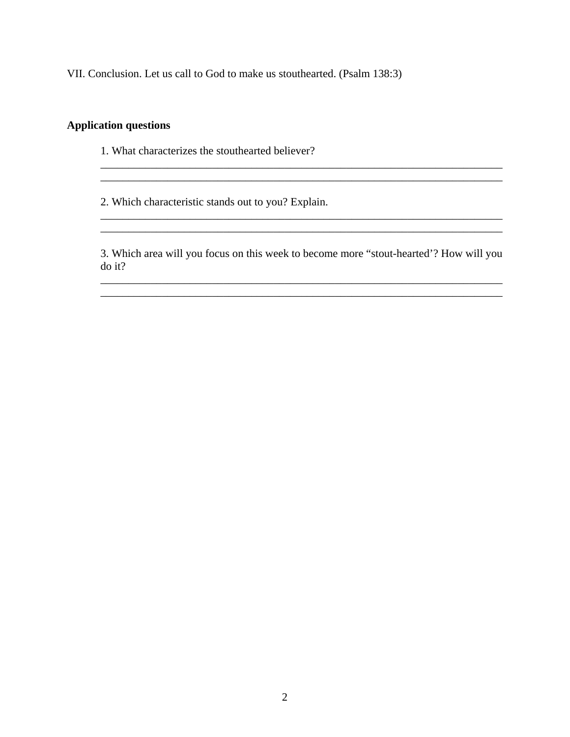VII. Conclusion. Let us call to God to make us stouthearted. (Psalm 138:3)

**Application questions**

1. What characterizes the stouthearted believer?

____________________________________________________________________________
____________________________________________________________________________

2. Which characteristic stands out to you? Explain.

____________________________________________________________________________
____________________________________________________________________________

3. Which area will you focus on this week to become more "stout-hearted'? How will you do it?

____________________________________________________________________________
____________________________________________________________________________